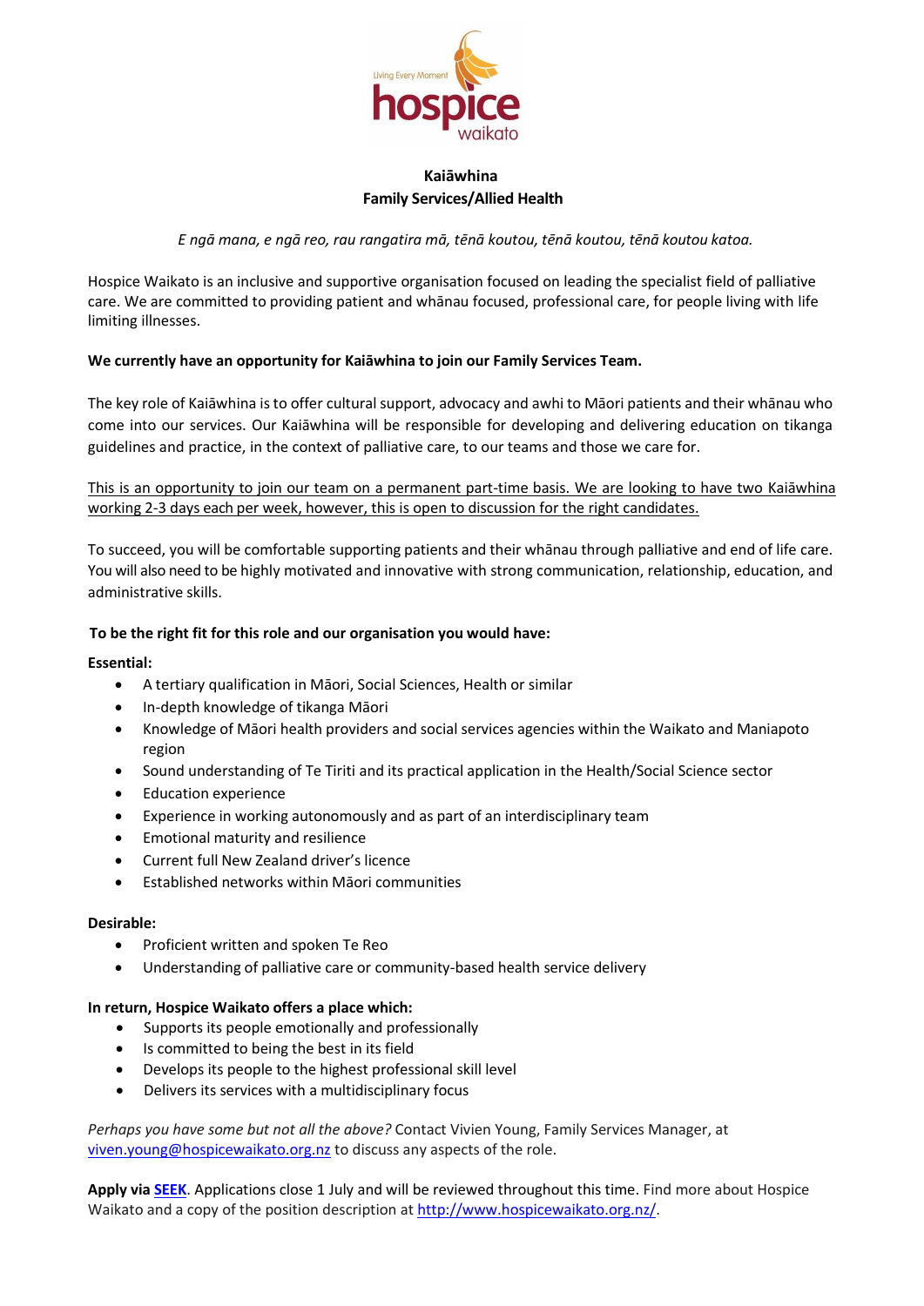# Kaiāwhina
## Family Services/Allied Health

*E ngā mana, e ngā reo, rau rangatira mā, tēnā koutou, tēnā koutou, tēnā koutou katoa.*

Hospice Waikato is an inclusive and supportive organisation focused on leading the specialist field of palliative care. We are committed to providing patient and whānau focused, professional care, for people living with life limiting illnesses.

**We currently have an opportunity for Kaiāwhina to join our Family Services Team.**

The key role of Kaiāwhina is to offer cultural support, advocacy and awhi to Māori patients and their whānau who come into our services. Our Kaiāwhina will be responsible for developing and delivering education on tikanga guidelines and practice, in the context of palliative care, to our teams and those we care for.

<u>This is an opportunity to join our team on a permanent part-time basis. We are looking to have two Kaiāwhina working 2-3 days each per week, however, this is open to discussion for the right candidates.</u>

To succeed, you will be comfortable supporting patients and their whānau through palliative and end of life care. You will also need to be highly motivated and innovative with strong communication, relationship, education, and administrative skills.

**To be the right fit for this role and our organisation you would have:**

**Essential:**

- A tertiary qualification in Māori, Social Sciences, Health or similar
- In-depth knowledge of tikanga Māori
- Knowledge of Māori health providers and social services agencies within the Waikato and Maniapoto region
- Sound understanding of Te Tiriti and its practical application in the Health/Social Science sector
- Education experience
- Experience in working autonomously and as part of an interdisciplinary team
- Emotional maturity and resilience
- Current full New Zealand driver's licence
- Established networks within Māori communities

**Desirable:**

- Proficient written and spoken Te Reo
- Understanding of palliative care or community-based health service delivery

**In return, Hospice Waikato offers a place which:**

- Supports its people emotionally and professionally
- Is committed to being the best in its field
- Develops its people to the highest professional skill level
- Delivers its services with a multidisciplinary focus

*Perhaps you have some but not all the above?* Contact Vivien Young, Family Services Manager, at viven.young@hospicewaikato.org.nz to discuss any aspects of the role.

**Apply via SEEK**. Applications close 1 July and will be reviewed throughout this time. Find more about Hospice Waikato and a copy of the position description at http://www.hospicewaikato.org.nz/.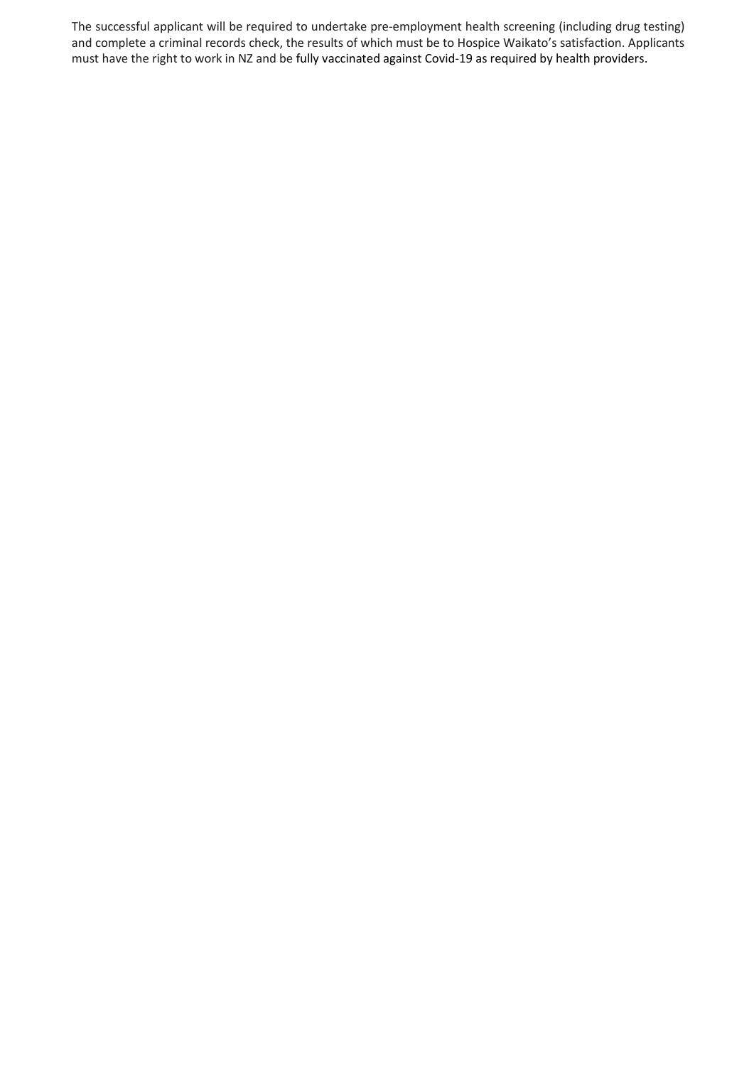The successful applicant will be required to undertake pre-employment health screening (including drug testing) and complete a criminal records check, the results of which must be to Hospice Waikato's satisfaction. Applicants must have the right to work in NZ and be fully vaccinated against Covid-19 as required by health providers.